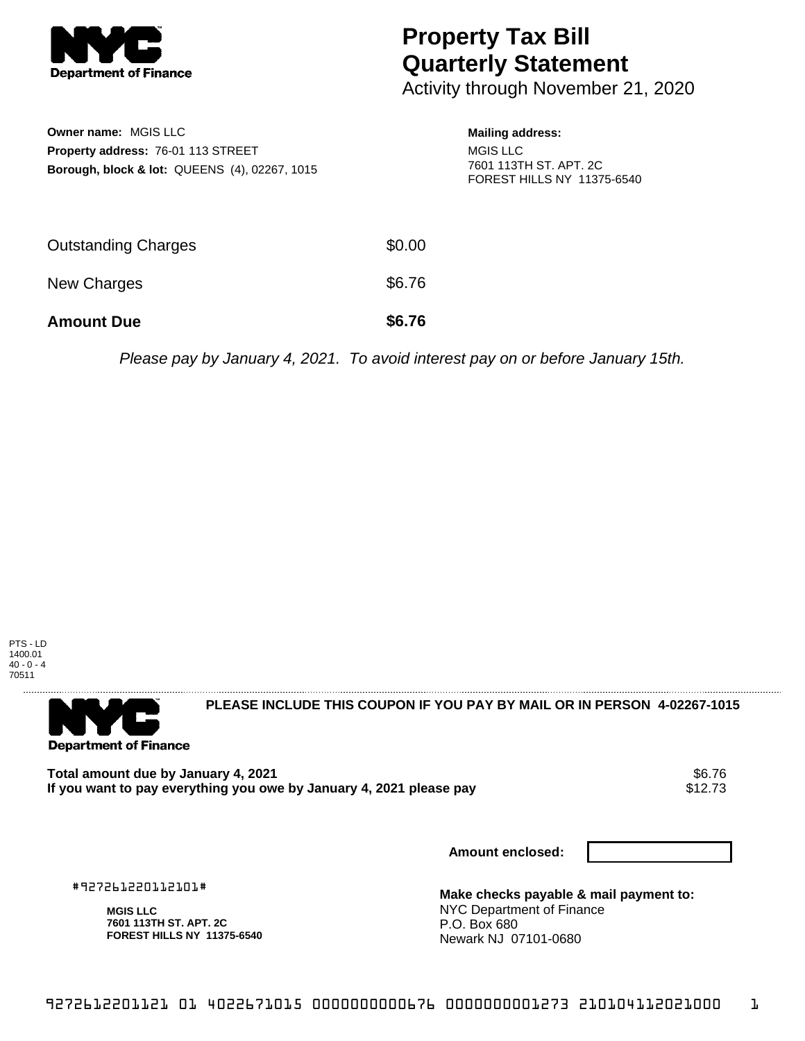# Property Tax Bill Quarterly Statement

Activity through November 21, 2020

**Owner name:** MGIS LLC
**Property address:** 76-01 113 STREET
**Borough, block & lot:** QUEENS (4), 02267, 1015

**Mailing address:**
MGIS LLC
7601 113TH ST. APT. 2C
FOREST HILLS NY 11375-6540

| | |
|---|---|
| Outstanding Charges | $0.00 |
| New Charges | $6.76 |
| **Amount Due** | **$6.76** |

*Please pay by January 4, 2021. To avoid interest pay on or before January 15th.*

PTS - LD
1400.01
40 - 0 - 4
70511

**PLEASE INCLUDE THIS COUPON IF YOU PAY BY MAIL OR IN PERSON 4-02267-1015**

| | |
|---|---|
| **Total amount due by January 4, 2021** | $6.76 |
| **If you want to pay everything you owe by January 4, 2021 please pay** | $12.73 |

**Amount enclosed:**

#927261220112101#

**MGIS LLC**
**7601 113TH ST. APT. 2C**
**FOREST HILLS NY 11375-6540**

**Make checks payable & mail payment to:**
NYC Department of Finance
P.O. Box 680
Newark NJ 07101-0680

9272612201121 01 4022671015 000000000676 0000000001273 210104112021000 1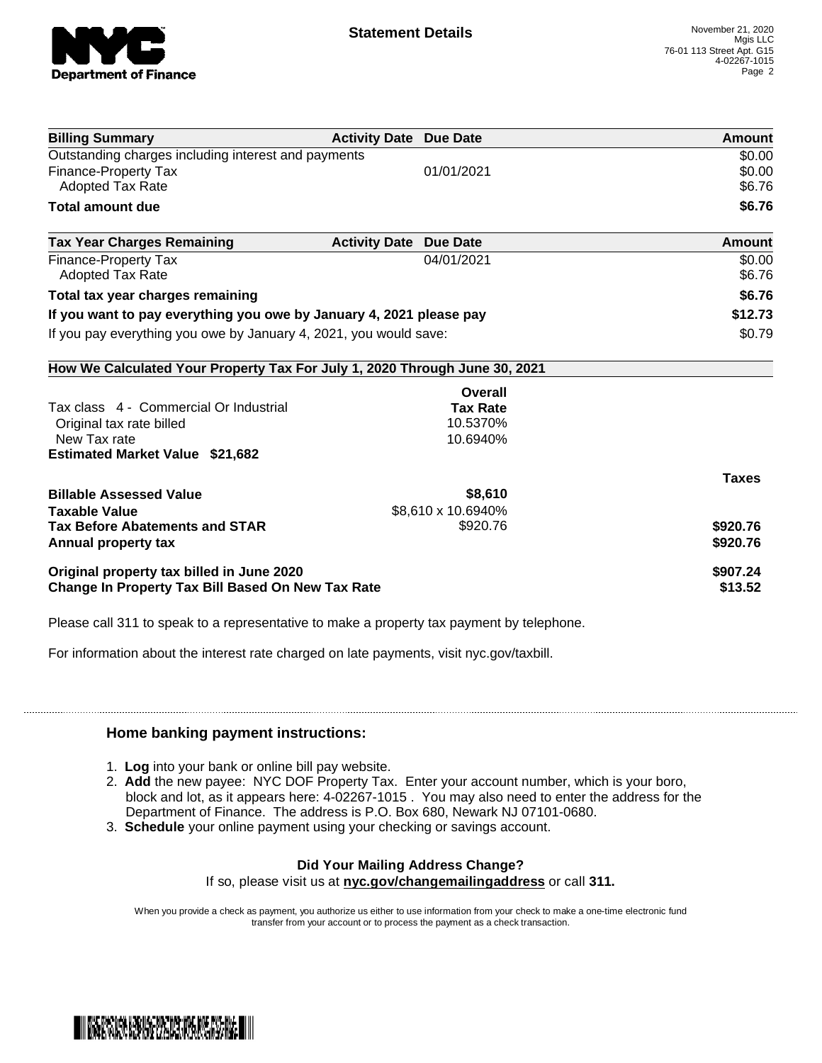**Statement Details**

November 21, 2020
Mgis LLC
76-01 113 Street Apt. G15
4-02267-1015

| Billing Summary | Activity Date | Due Date | Amount |
|---|---|---|---|
| Outstanding charges including interest and payments | | | $0.00 |
| Finance-Property Tax | | 01/01/2021 | $0.00 |
| Adopted Tax Rate | | | $6.76 |
| **Total amount due** | | | **$6.76** |

| Tax Year Charges Remaining | Activity Date | Due Date | Amount |
|---|---|---|---|
| Finance-Property Tax | | 04/01/2021 | $0.00 |
| Adopted Tax Rate | | | $6.76 |
| **Total tax year charges remaining** | | | **$6.76** |
| **If you want to pay everything you owe by January 4, 2021 please pay** | | | **$12.73** |
| If you pay everything you owe by January 4, 2021, you would save: | | | $0.79 |

**How We Calculated Your Property Tax For July 1, 2020 Through June 30, 2021**

| | Overall Tax Rate | |
|---|---|---|
| Tax class 4 - Commercial Or Industrial | | |
| Original tax rate billed | 10.5370% | |
| New Tax rate | 10.6940% | |
| **Estimated Market Value $21,682** | | |

| | | Taxes |
|---|---|---|
| **Billable Assessed Value** | **$8,610** | |
| **Taxable Value** | $8,610 x 10.6940% | |
| **Tax Before Abatements and STAR** | $920.76 | **$920.76** |
| **Annual property tax** | | **$920.76** |
| **Original property tax billed in June 2020** | | **$907.24** |
| **Change In Property Tax Bill Based On New Tax Rate** | | **$13.52** |

Please call 311 to speak to a representative to make a property tax payment by telephone.

For information about the interest rate charged on late payments, visit nyc.gov/taxbill.

### Home banking payment instructions:

1. **Log** into your bank or online bill pay website.
2. **Add** the new payee: NYC DOF Property Tax. Enter your account number, which is your boro, block and lot, as it appears here: 4-02267-1015 . You may also need to enter the address for the Department of Finance. The address is P.O. Box 680, Newark NJ 07101-0680.
3. **Schedule** your online payment using your checking or savings account.

**Did Your Mailing Address Change?**

If so, please visit us at **nyc.gov/changemailingaddress** or call **311.**

When you provide a check as payment, you authorize us either to use information from your check to make a one-time electronic fund transfer from your account or to process the payment as a check transaction.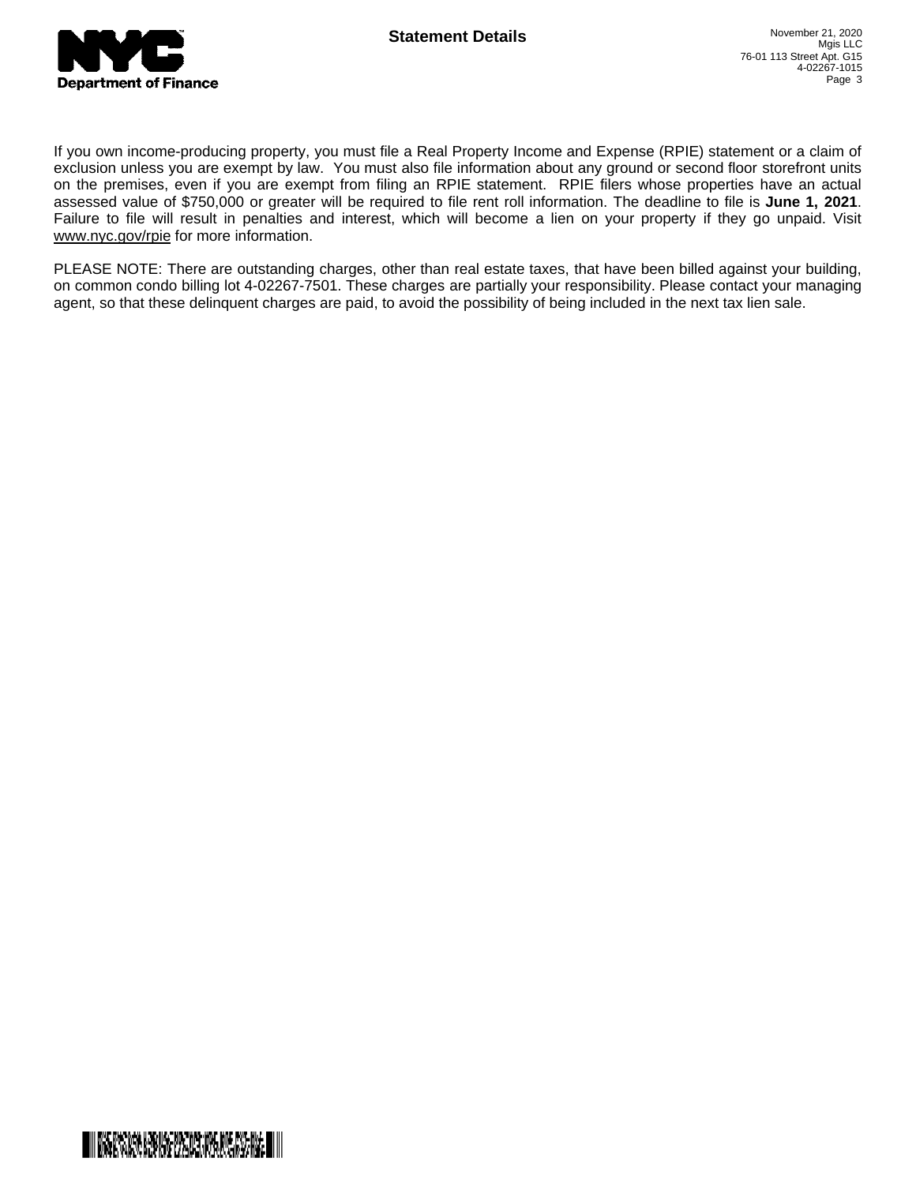If you own income-producing property, you must file a Real Property Income and Expense (RPIE) statement or a claim of exclusion unless you are exempt by law. You must also file information about any ground or second floor storefront units on the premises, even if you are exempt from filing an RPIE statement. RPIE filers whose properties have an actual assessed value of $750,000 or greater will be required to file rent roll information. The deadline to file is **June 1, 2021**. Failure to file will result in penalties and interest, which will become a lien on your property if they go unpaid. Visit www.nyc.gov/rpie for more information.

PLEASE NOTE: There are outstanding charges, other than real estate taxes, that have been billed against your building, on common condo billing lot 4-02267-7501. These charges are partially your responsibility. Please contact your managing agent, so that these delinquent charges are paid, to avoid the possibility of being included in the next tax lien sale.